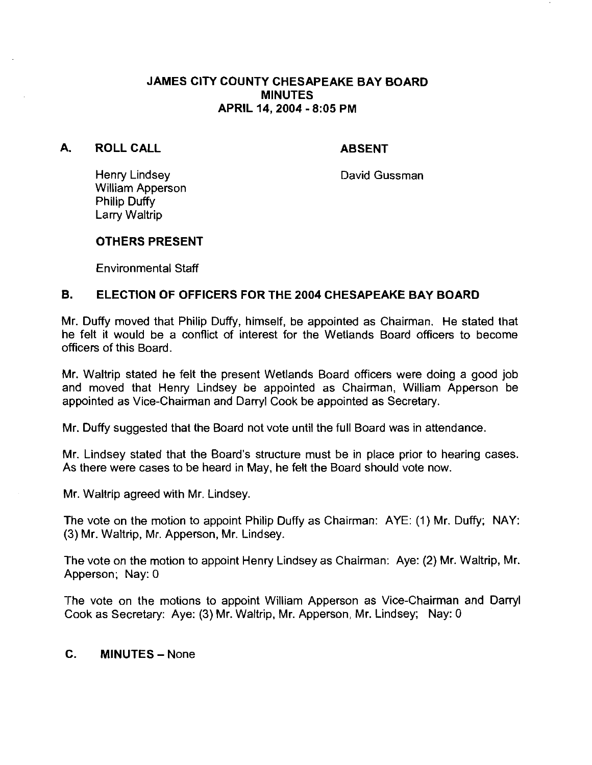# JAMES CITY COUNTY CHESAPEAKE BAY BOARD
# MINUTES
# APRIL 14, 2004 - 8:05 PM

## A. ROLL CALL

Henry Lindsey
William Apperson
Philip Duffy
Larry Waltrip

**ABSENT**

David Gussman

**OTHERS PRESENT**

Environmental Staff

## B. ELECTION OF OFFICERS FOR THE 2004 CHESAPEAKE BAY BOARD

Mr. Duffy moved that Philip Duffy, himself, be appointed as Chairman. He stated that he felt it would be a conflict of interest for the Wetlands Board officers to become officers of this Board.

Mr. Waltrip stated he felt the present Wetlands Board officers were doing a good job and moved that Henry Lindsey be appointed as Chairman, William Apperson be appointed as Vice-Chairman and Darryl Cook be appointed as Secretary.

Mr. Duffy suggested that the Board not vote until the full Board was in attendance.

Mr. Lindsey stated that the Board's structure must be in place prior to hearing cases. As there were cases to be heard in May, he felt the Board should vote now.

Mr. Waltrip agreed with Mr. Lindsey.

The vote on the motion to appoint Philip Duffy as Chairman: AYE: (1) Mr. Duffy; NAY: (3) Mr. Waltrip, Mr. Apperson, Mr. Lindsey.

The vote on the motion to appoint Henry Lindsey as Chairman: Aye: (2) Mr. Waltrip, Mr. Apperson; Nay: 0

The vote on the motions to appoint William Apperson as Vice-Chairman and Darryl Cook as Secretary: Aye: (3) Mr. Waltrip, Mr. Apperson, Mr. Lindsey; Nay: 0

## C. MINUTES – None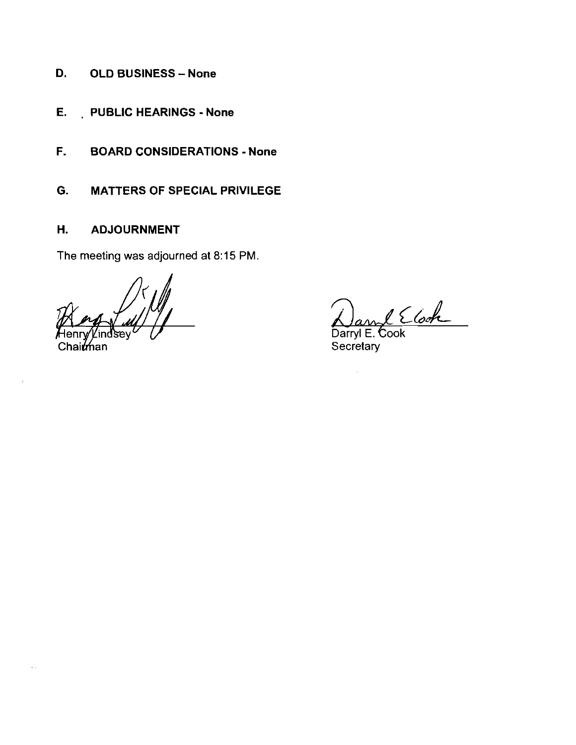## D. OLD BUSINESS – None

## E. PUBLIC HEARINGS - None

## F. BOARD CONSIDERATIONS - None

## G. MATTERS OF SPECIAL PRIVILEGE

## H. ADJOURNMENT

The meeting was adjourned at 8:15 PM.

Henry Lindsey
Chairman

Darryl E. Cook
Secretary